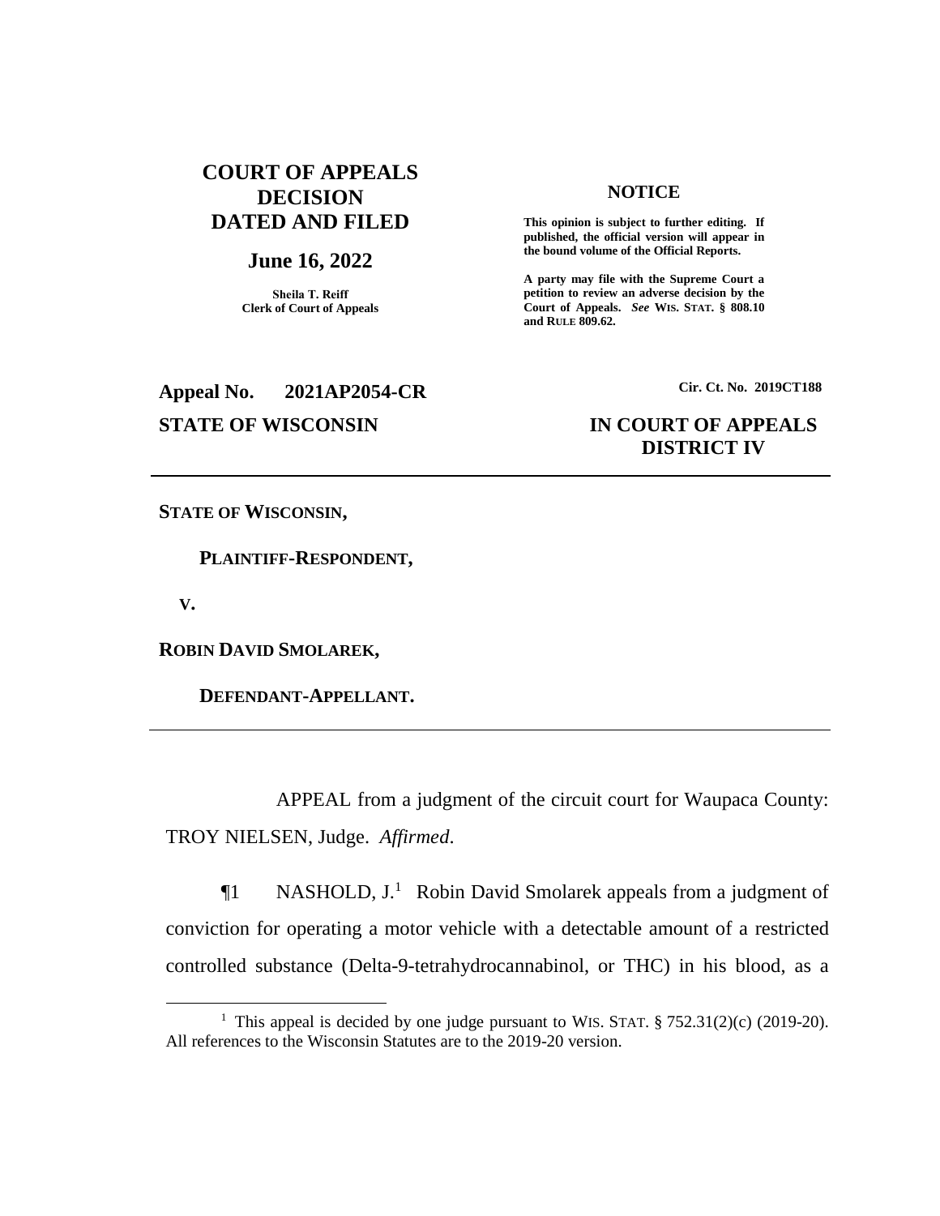# COURT OF APPEALS DECISION DATED AND FILED

## June 16, 2022

**Sheila T. Reiff**
**Clerk of Court of Appeals**

**NOTICE**

**This opinion is subject to further editing. If published, the official version will appear in the bound volume of the Official Reports.**

**A party may file with the Supreme Court a petition to review an adverse decision by the Court of Appeals.** ***See*** **WIS. STAT. § 808.10 and RULE 809.62.**

**Appeal No. 2021AP2054-CR**

**Cir. Ct. No. 2019CT188**

**STATE OF WISCONSIN**

**IN COURT OF APPEALS**
**DISTRICT IV**

---

**STATE OF WISCONSIN,**

**PLAINTIFF-RESPONDENT,**

**V.**

**ROBIN DAVID SMOLAREK,**

**DEFENDANT-APPELLANT.**

---

APPEAL from a judgment of the circuit court for Waupaca County: TROY NIELSEN, Judge. *Affirmed*.

¶1 NASHOLD, J.[1] Robin David Smolarek appeals from a judgment of conviction for operating a motor vehicle with a detectable amount of a restricted controlled substance (Delta-9-tetrahydrocannabinol, or THC) in his blood, as a

[1] This appeal is decided by one judge pursuant to WIS. STAT. § 752.31(2)(c) (2019-20). All references to the Wisconsin Statutes are to the 2019-20 version.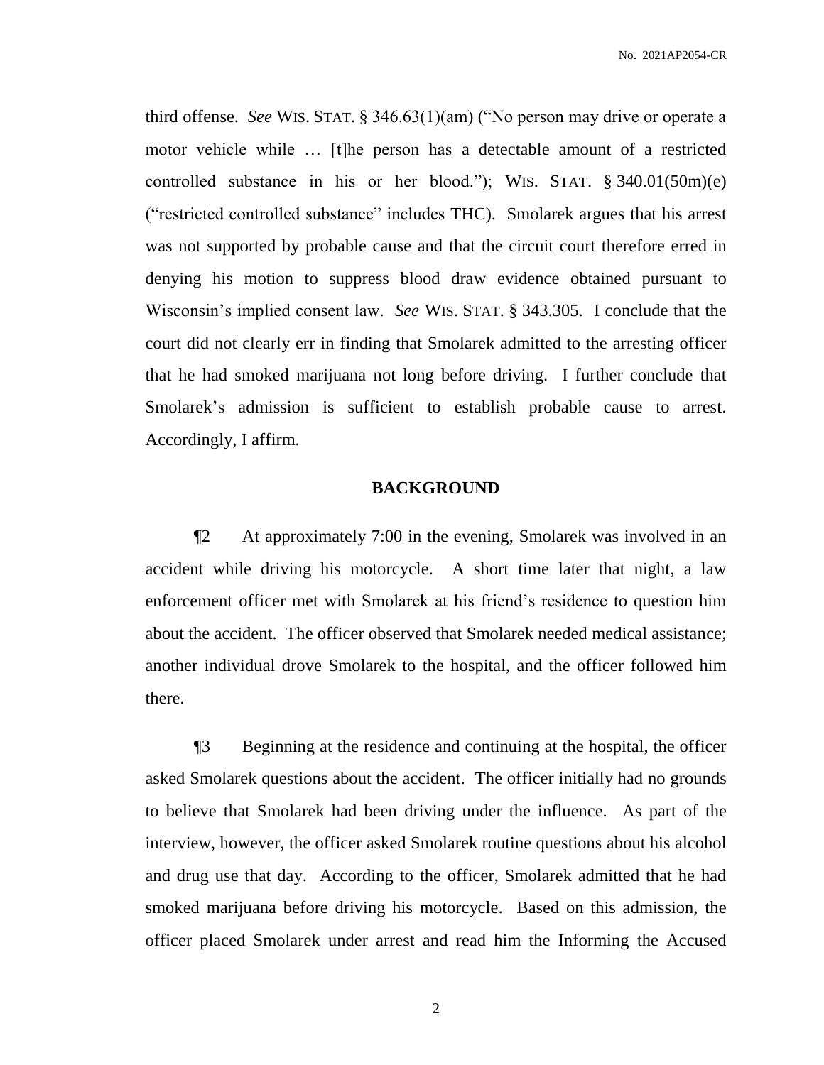third offense. *See* WIS. STAT. § 346.63(1)(am) ("No person may drive or operate a motor vehicle while … [t]he person has a detectable amount of a restricted controlled substance in his or her blood."); WIS. STAT. § 340.01(50m)(e) ("restricted controlled substance" includes THC). Smolarek argues that his arrest was not supported by probable cause and that the circuit court therefore erred in denying his motion to suppress blood draw evidence obtained pursuant to Wisconsin's implied consent law. *See* WIS. STAT. § 343.305. I conclude that the court did not clearly err in finding that Smolarek admitted to the arresting officer that he had smoked marijuana not long before driving. I further conclude that Smolarek's admission is sufficient to establish probable cause to arrest. Accordingly, I affirm.

## BACKGROUND

¶2 At approximately 7:00 in the evening, Smolarek was involved in an accident while driving his motorcycle. A short time later that night, a law enforcement officer met with Smolarek at his friend's residence to question him about the accident. The officer observed that Smolarek needed medical assistance; another individual drove Smolarek to the hospital, and the officer followed him there.

¶3 Beginning at the residence and continuing at the hospital, the officer asked Smolarek questions about the accident. The officer initially had no grounds to believe that Smolarek had been driving under the influence. As part of the interview, however, the officer asked Smolarek routine questions about his alcohol and drug use that day. According to the officer, Smolarek admitted that he had smoked marijuana before driving his motorcycle. Based on this admission, the officer placed Smolarek under arrest and read him the Informing the Accused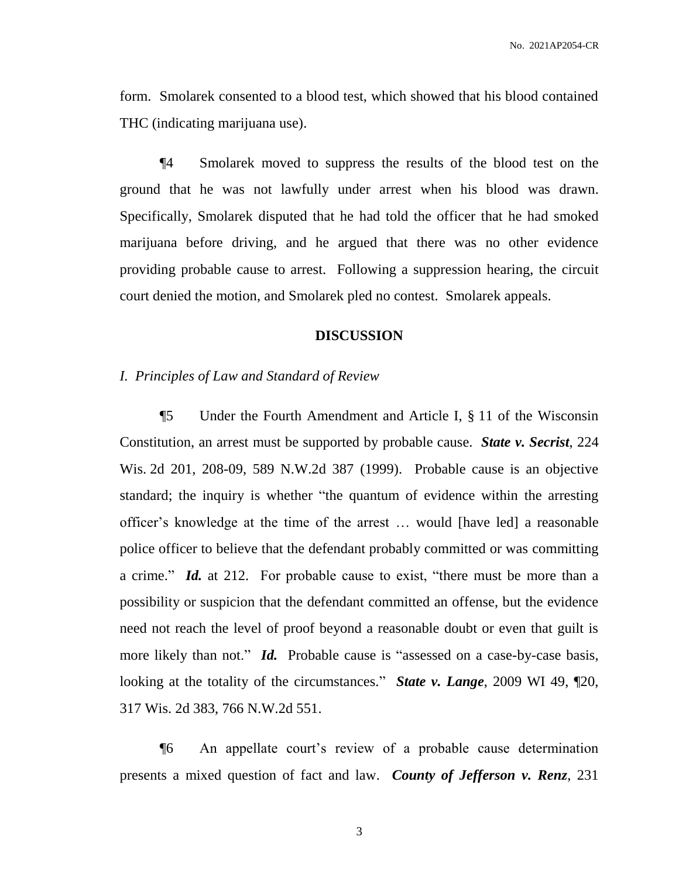form. Smolarek consented to a blood test, which showed that his blood contained THC (indicating marijuana use).

¶4 Smolarek moved to suppress the results of the blood test on the ground that he was not lawfully under arrest when his blood was drawn. Specifically, Smolarek disputed that he had told the officer that he had smoked marijuana before driving, and he argued that there was no other evidence providing probable cause to arrest. Following a suppression hearing, the circuit court denied the motion, and Smolarek pled no contest. Smolarek appeals.

## DISCUSSION

### *I. Principles of Law and Standard of Review*

¶5 Under the Fourth Amendment and Article I, § 11 of the Wisconsin Constitution, an arrest must be supported by probable cause. ***State v. Secrist***, 224 Wis. 2d 201, 208-09, 589 N.W.2d 387 (1999). Probable cause is an objective standard; the inquiry is whether "the quantum of evidence within the arresting officer's knowledge at the time of the arrest … would [have led] a reasonable police officer to believe that the defendant probably committed or was committing a crime." ***Id.*** at 212. For probable cause to exist, "there must be more than a possibility or suspicion that the defendant committed an offense, but the evidence need not reach the level of proof beyond a reasonable doubt or even that guilt is more likely than not." ***Id.*** Probable cause is "assessed on a case-by-case basis, looking at the totality of the circumstances." ***State v. Lange***, 2009 WI 49, ¶20, 317 Wis. 2d 383, 766 N.W.2d 551.

¶6 An appellate court's review of a probable cause determination presents a mixed question of fact and law. ***County of Jefferson v. Renz***, 231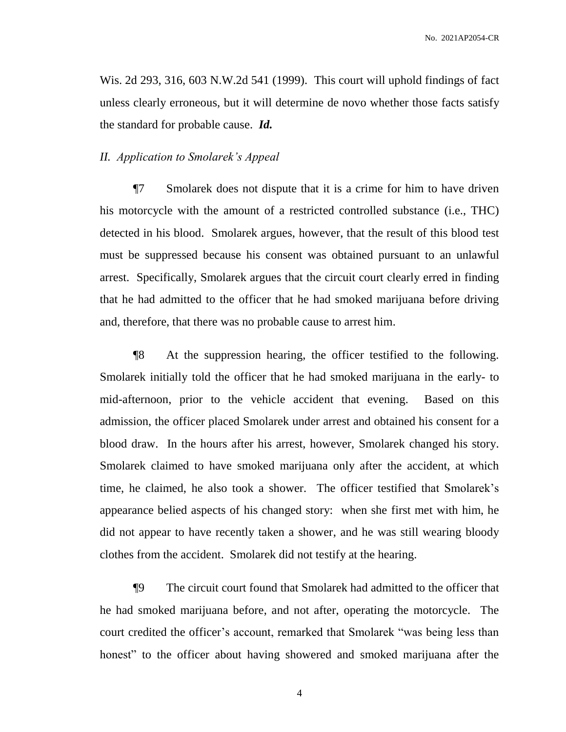Wis. 2d 293, 316, 603 N.W.2d 541 (1999). This court will uphold findings of fact unless clearly erroneous, but it will determine de novo whether those facts satisfy the standard for probable cause. ***Id.***

*II. Application to Smolarek's Appeal*

¶7 Smolarek does not dispute that it is a crime for him to have driven his motorcycle with the amount of a restricted controlled substance (i.e., THC) detected in his blood. Smolarek argues, however, that the result of this blood test must be suppressed because his consent was obtained pursuant to an unlawful arrest. Specifically, Smolarek argues that the circuit court clearly erred in finding that he had admitted to the officer that he had smoked marijuana before driving and, therefore, that there was no probable cause to arrest him.

¶8 At the suppression hearing, the officer testified to the following. Smolarek initially told the officer that he had smoked marijuana in the early- to mid-afternoon, prior to the vehicle accident that evening. Based on this admission, the officer placed Smolarek under arrest and obtained his consent for a blood draw. In the hours after his arrest, however, Smolarek changed his story. Smolarek claimed to have smoked marijuana only after the accident, at which time, he claimed, he also took a shower. The officer testified that Smolarek's appearance belied aspects of his changed story: when she first met with him, he did not appear to have recently taken a shower, and he was still wearing bloody clothes from the accident. Smolarek did not testify at the hearing.

¶9 The circuit court found that Smolarek had admitted to the officer that he had smoked marijuana before, and not after, operating the motorcycle. The court credited the officer's account, remarked that Smolarek "was being less than honest" to the officer about having showered and smoked marijuana after the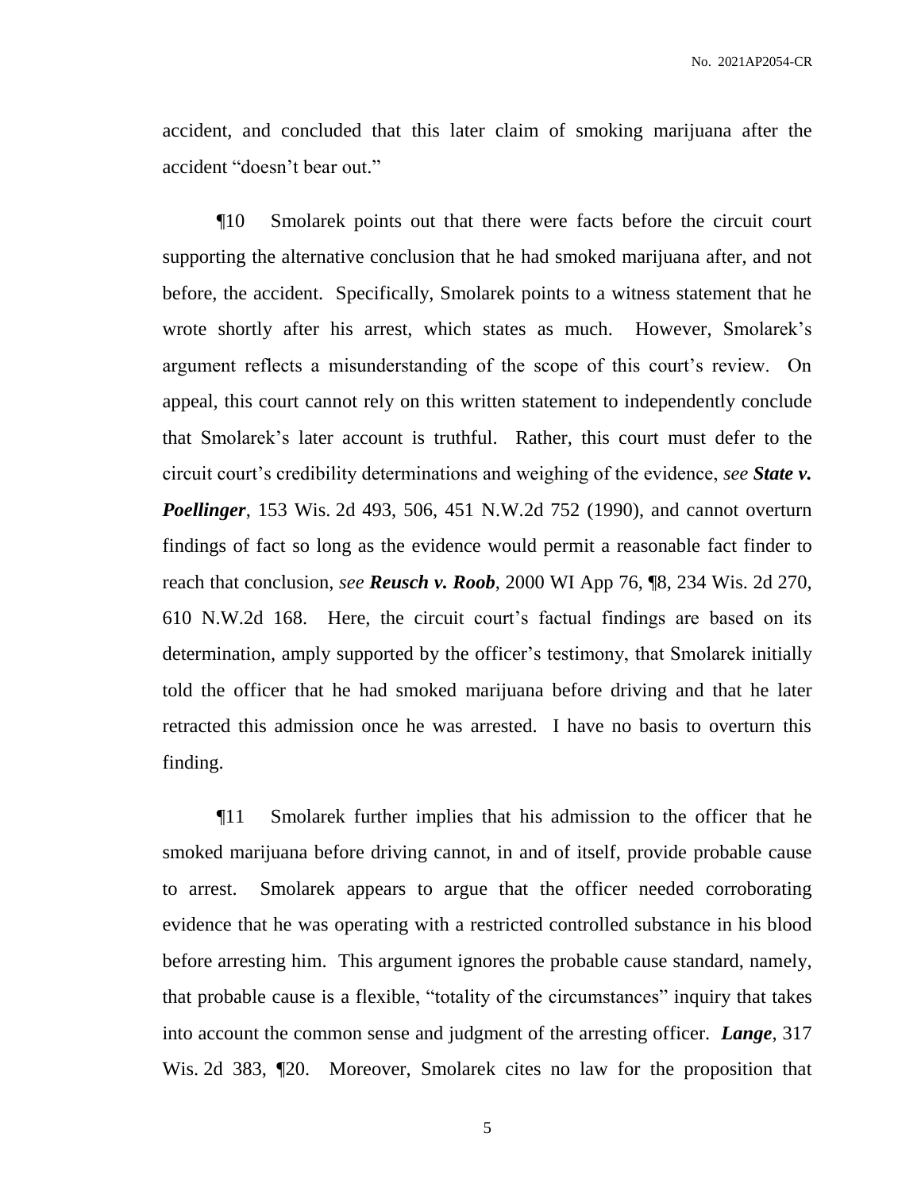accident, and concluded that this later claim of smoking marijuana after the accident "doesn't bear out."

¶10 Smolarek points out that there were facts before the circuit court supporting the alternative conclusion that he had smoked marijuana after, and not before, the accident. Specifically, Smolarek points to a witness statement that he wrote shortly after his arrest, which states as much. However, Smolarek's argument reflects a misunderstanding of the scope of this court's review. On appeal, this court cannot rely on this written statement to independently conclude that Smolarek's later account is truthful. Rather, this court must defer to the circuit court's credibility determinations and weighing of the evidence, *see* ***State v. Poellinger***, 153 Wis. 2d 493, 506, 451 N.W.2d 752 (1990), and cannot overturn findings of fact so long as the evidence would permit a reasonable fact finder to reach that conclusion, *see* ***Reusch v. Roob***, 2000 WI App 76, ¶8, 234 Wis. 2d 270, 610 N.W.2d 168. Here, the circuit court's factual findings are based on its determination, amply supported by the officer's testimony, that Smolarek initially told the officer that he had smoked marijuana before driving and that he later retracted this admission once he was arrested. I have no basis to overturn this finding.

¶11 Smolarek further implies that his admission to the officer that he smoked marijuana before driving cannot, in and of itself, provide probable cause to arrest. Smolarek appears to argue that the officer needed corroborating evidence that he was operating with a restricted controlled substance in his blood before arresting him. This argument ignores the probable cause standard, namely, that probable cause is a flexible, "totality of the circumstances" inquiry that takes into account the common sense and judgment of the arresting officer. ***Lange***, 317 Wis. 2d 383, ¶20. Moreover, Smolarek cites no law for the proposition that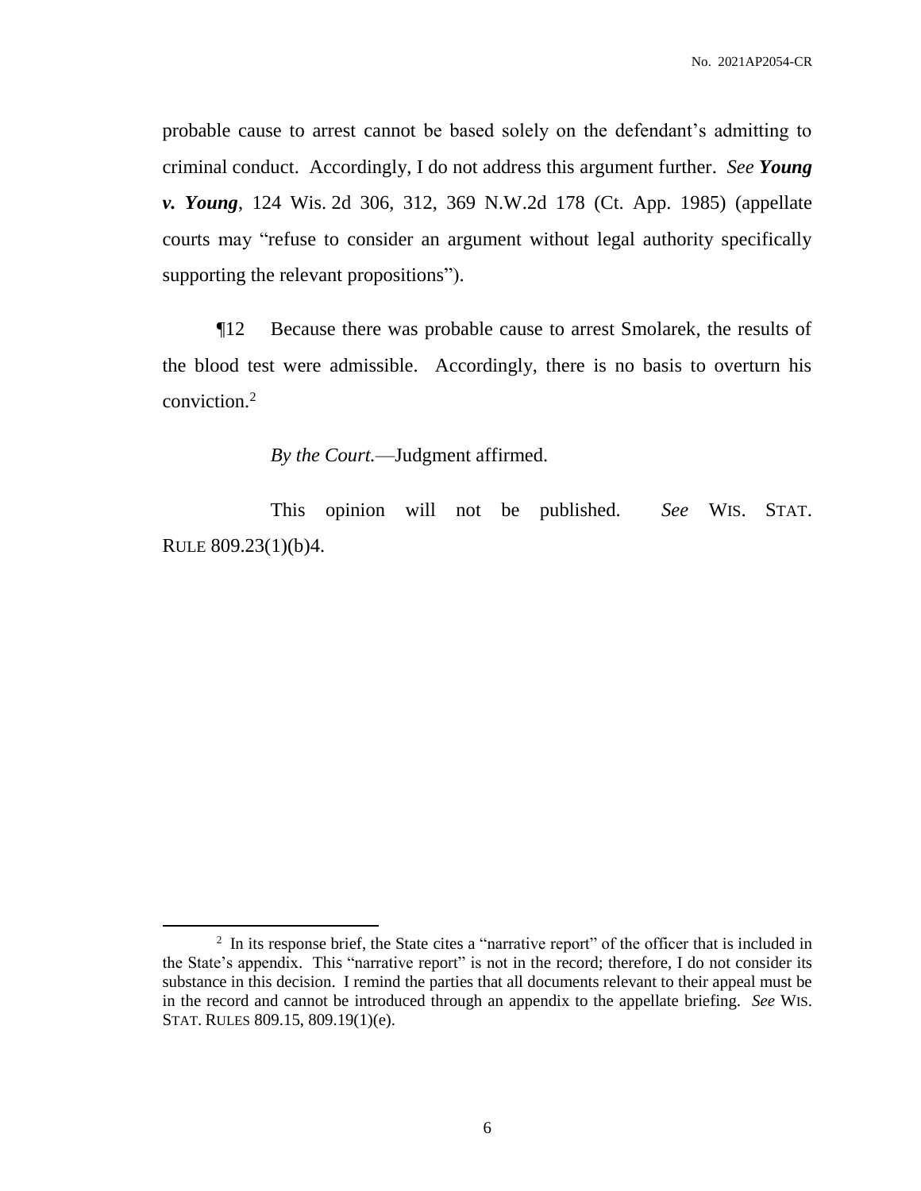probable cause to arrest cannot be based solely on the defendant's admitting to criminal conduct. Accordingly, I do not address this argument further. *See* ***Young v. Young***, 124 Wis. 2d 306, 312, 369 N.W.2d 178 (Ct. App. 1985) (appellate courts may "refuse to consider an argument without legal authority specifically supporting the relevant propositions").

¶12 Because there was probable cause to arrest Smolarek, the results of the blood test were admissible. Accordingly, there is no basis to overturn his conviction.[2]

*By the Court.*—Judgment affirmed.

This opinion will not be published. *See* WIS. STAT. RULE 809.23(1)(b)4.

---

[2] In its response brief, the State cites a "narrative report" of the officer that is included in the State's appendix. This "narrative report" is not in the record; therefore, I do not consider its substance in this decision. I remind the parties that all documents relevant to their appeal must be in the record and cannot be introduced through an appendix to the appellate briefing. *See* WIS. STAT. RULES 809.15, 809.19(1)(e).